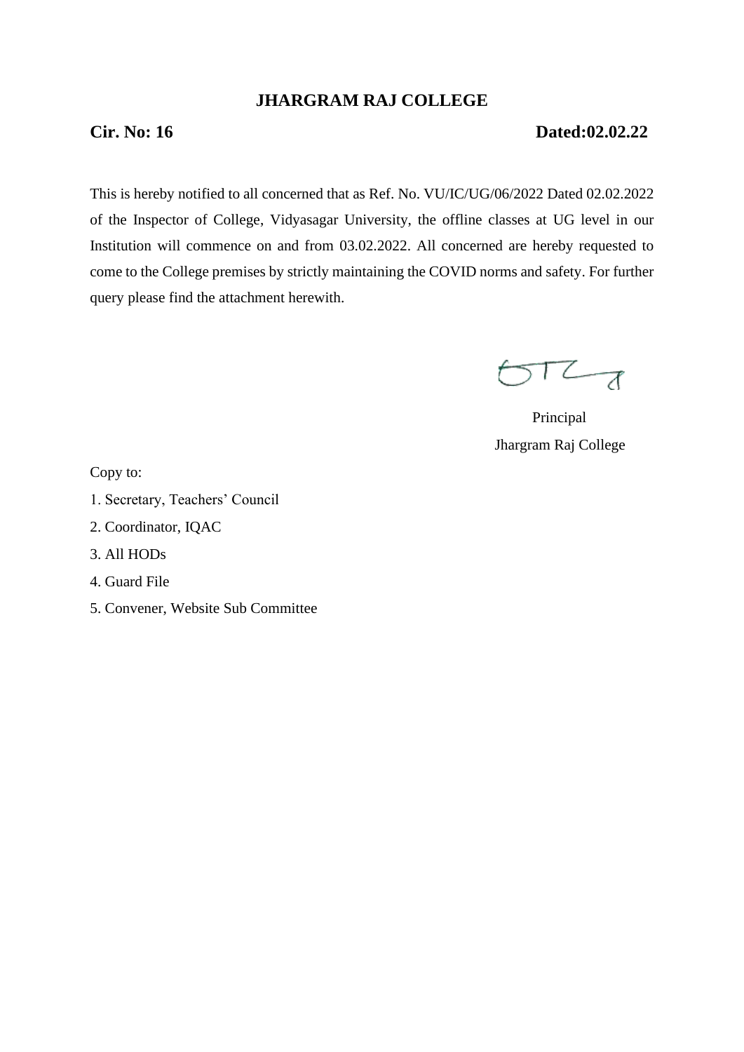# JHARGRAM RAJ COLLEGE

**Cir. No: 16** **Dated:02.02.22**

This is hereby notified to all concerned that as Ref. No. VU/IC/UG/06/2022 Dated 02.02.2022 of the Inspector of College, Vidyasagar University, the offline classes at UG level in our Institution will commence on and from 03.02.2022. All concerned are hereby requested to come to the College premises by strictly maintaining the COVID norms and safety. For further query please find the attachment herewith.

Principal
Jhargram Raj College

Copy to:

1. Secretary, Teachers' Council
2. Coordinator, IQAC
3. All HODs
4. Guard File
5. Convener, Website Sub Committee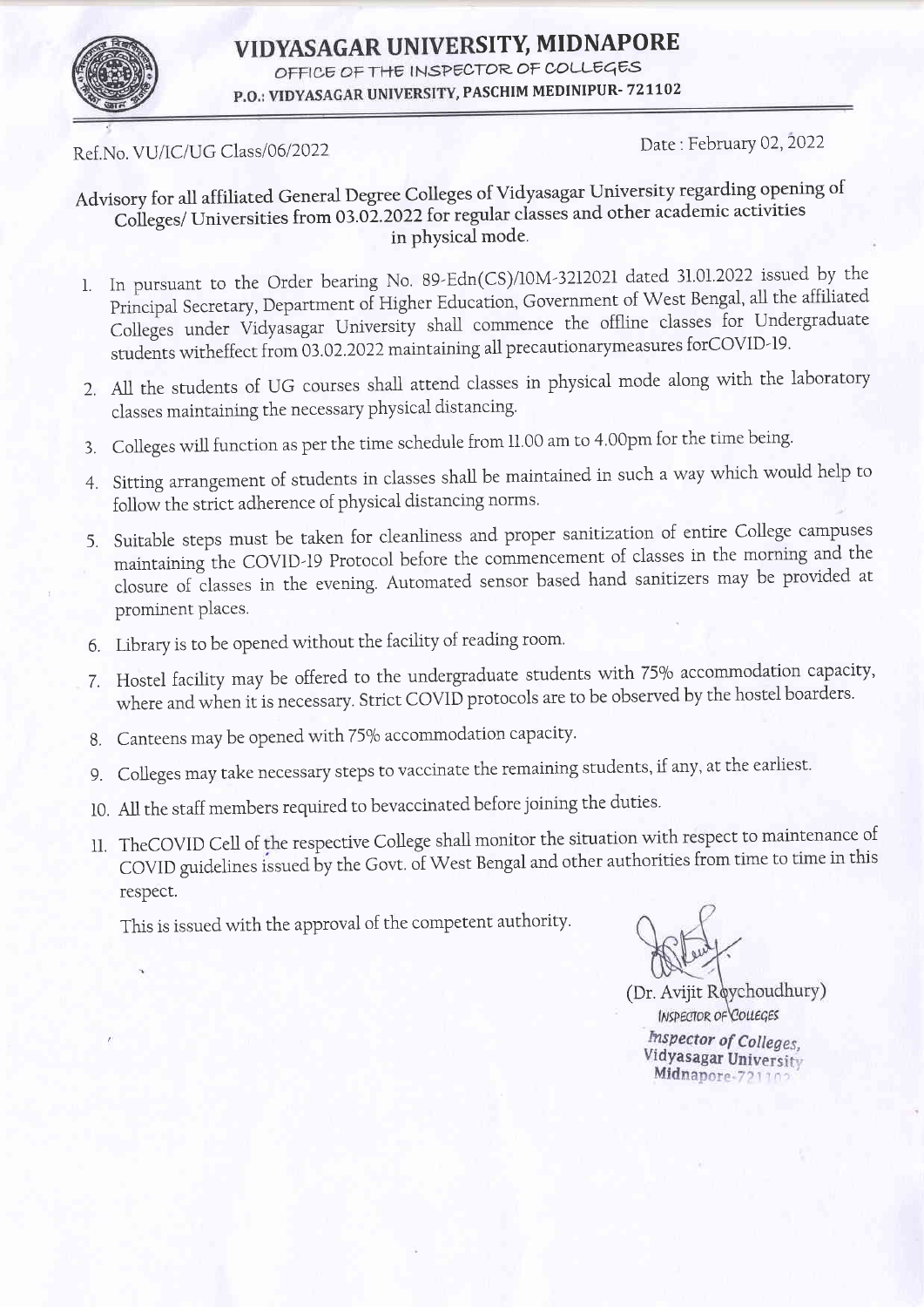# VIDYASAGAR UNIVERSITY, MIDNAPORE

OFFICE OF THE INSPECTOR OF COLLEGES

P.O.: VIDYASAGAR UNIVERSITY, PASCHIM MEDINIPUR- 721102

Ref.No. VU/IC/UG Class/06/2022 Date : February 02, 2022

## Advisory for all affiliated General Degree Colleges of Vidyasagar University regarding opening of Colleges/ Universities from 03.02.2022 for regular classes and other academic activities in physical mode.

1. In pursuant to the Order bearing No. 89-Edn(CS)/10M-3212021 dated 31.01.2022 issued by the Principal Secretary, Department of Higher Education, Government of West Bengal, all the affiliated Colleges under Vidyasagar University shall commence the offline classes for Undergraduate students witheffect from 03.02.2022 maintaining all precautionarymeasures forCOVID-19.
2. All the students of UG courses shall attend classes in physical mode along with the laboratory classes maintaining the necessary physical distancing.
3. Colleges will function as per the time schedule from 11.00 am to 4.00pm for the time being.
4. Sitting arrangement of students in classes shall be maintained in such a way which would help to follow the strict adherence of physical distancing norms.
5. Suitable steps must be taken for cleanliness and proper sanitization of entire College campuses maintaining the COVID-19 Protocol before the commencement of classes in the morning and the closure of classes in the evening. Automated sensor based hand sanitizers may be provided at prominent places.
6. Library is to be opened without the facility of reading room.
7. Hostel facility may be offered to the undergraduate students with 75% accommodation capacity, where and when it is necessary. Strict COVID protocols are to be observed by the hostel boarders.
8. Canteens may be opened with 75% accommodation capacity.
9. Colleges may take necessary steps to vaccinate the remaining students, if any, at the earliest.
10. All the staff members required to bevaccinated before joining the duties.
11. TheCOVID Cell of the respective College shall monitor the situation with respect to maintenance of COVID guidelines issued by the Govt. of West Bengal and other authorities from time to time in this respect.

This is issued with the approval of the competent authority.

(Dr. Avijit Roychoudhury)

INSPECTOR OF COLLEGES

Inspector of Colleges,
Vidyasagar University
Midnapore-721102